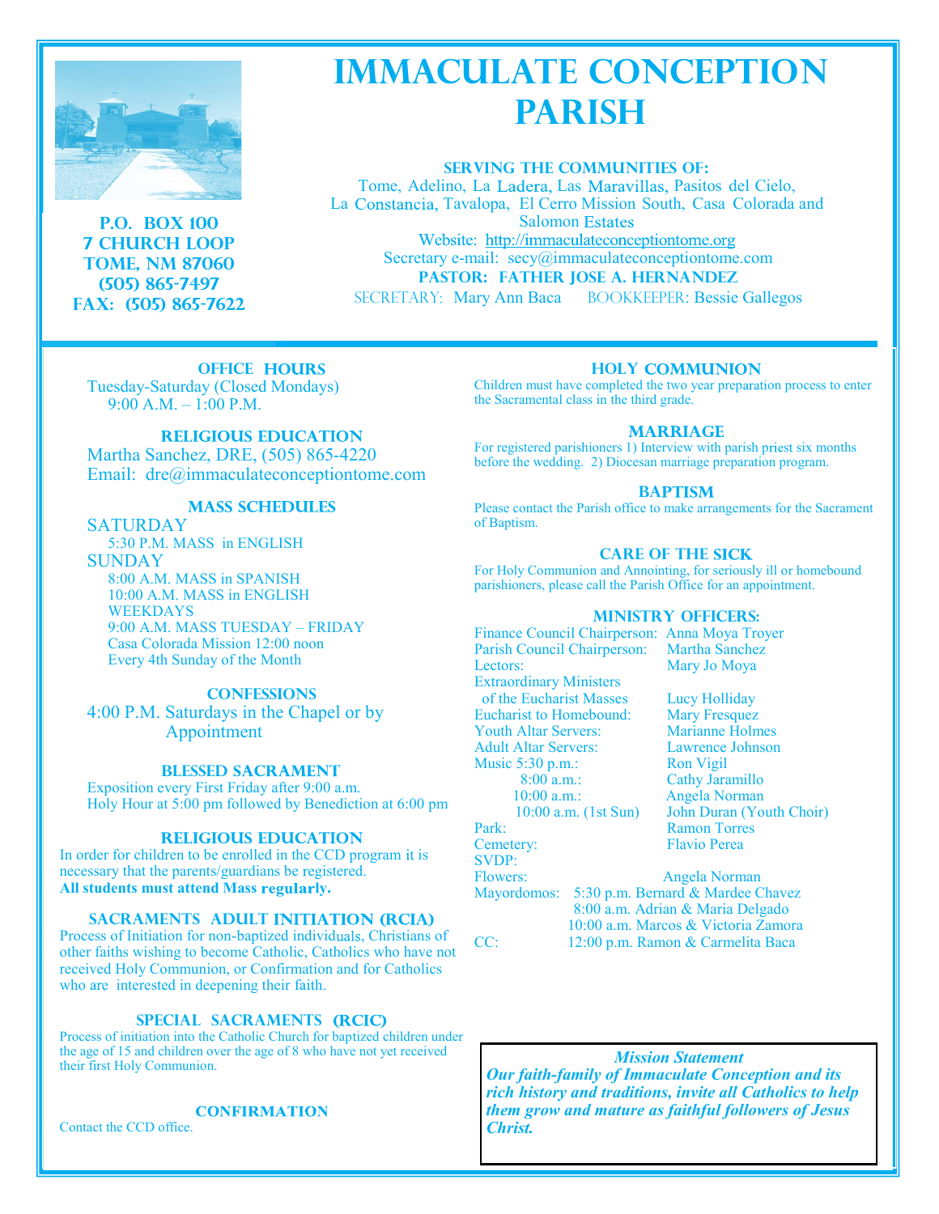# IMMACULATE CONCEPTION PARISH

**P.O. BOX 100**
**7 CHURCH LOOP**
**TOME, NM 87060**
**(505) 865-7497**
**FAX: (505) 865-7622**

**SERVING THE COMMUNITIES OF:**

Tome, Adelino, La Ladera, Las Maravillas, Pasitos del Cielo, La Constancia, Tavalopa, El Cerro Mission South, Casa Colorada and Salomon Estates

Website: http://immaculateconceptiontome.org

Secretary e-mail: secy@immaculateconceptiontome.com

**PASTOR: FATHER JOSE A. HERNANDEZ**

SECRETARY: Mary Ann Baca BOOKKEEPER: Bessie Gallegos

## OFFICE HOURS

Tuesday-Saturday (Closed Mondays)
9:00 A.M. – 1:00 P.M.

## RELIGIOUS EDUCATION

Martha Sanchez, DRE, (505) 865-4220
Email: dre@immaculateconceptiontome.com

## MASS SCHEDULES

SATURDAY
5:30 P.M. MASS in ENGLISH

SUNDAY
8:00 A.M. MASS in SPANISH
10:00 A.M. MASS in ENGLISH

WEEKDAYS
9:00 A.M. MASS TUESDAY – FRIDAY
Casa Colorada Mission 12:00 noon
Every 4th Sunday of the Month

## CONFESSIONS

4:00 P.M. Saturdays in the Chapel or by Appointment

## BLESSED SACRAMENT

Exposition every First Friday after 9:00 a.m.
Holy Hour at 5:00 pm followed by Benediction at 6:00 pm

## RELIGIOUS EDUCATION

In order for children to be enrolled in the CCD program it is necessary that the parents/guardians be registered.
**All students must attend Mass regularly.**

## SACRAMENTS ADULT INITIATION (RCIA)

Process of Initiation for non-baptized individuals, Christians of other faiths wishing to become Catholic, Catholics who have not received Holy Communion, or Confirmation and for Catholics who are interested in deepening their faith.

## SPECIAL SACRAMENTS (RCIC)

Process of initiation into the Catholic Church for baptized children under the age of 15 and children over the age of 8 who have not yet received their first Holy Communion.

## CONFIRMATION

Contact the CCD office.

## HOLY COMMUNION

Children must have completed the two year preparation process to enter the Sacramental class in the third grade.

## MARRIAGE

For registered parishioners 1) Interview with parish priest six months before the wedding. 2) Diocesan marriage preparation program.

## BAPTISM

Please contact the Parish office to make arrangements for the Sacrament of Baptism.

## CARE OF THE SICK

For Holy Communion and Annointing, for seriously ill or homebound parishioners, please call the Parish Office for an appointment.

## MINISTRY OFFICERS:

| | |
|---|---|
| Finance Council Chairperson: | Anna Moya Troyer |
| Parish Council Chairperson: | Martha Sanchez |
| Lectors: | Mary Jo Moya |
| Extraordinary Ministers of the Eucharist Masses | Lucy Holliday |
| Eucharist to Homebound: | Mary Fresquez |
| Youth Altar Servers: | Marianne Holmes |
| Adult Altar Servers: | Lawrence Johnson |
| Music 5:30 p.m.: | Ron Vigil |
| 8:00 a.m.: | Cathy Jaramillo |
| 10:00 a.m.: | Angela Norman |
| 10:00 a.m. (1st Sun) | John Duran (Youth Choir) |
| Park: | Ramon Torres |
| Cemetery: | Flavio Perea |
| SVDP: | |
| Flowers: | Angela Norman |
| Mayordomos: | 5:30 p.m. Bernard & Mardee Chavez |
| | 8:00 a.m. Adrian & Maria Delgado |
| | 10:00 a.m. Marcos & Victoria Zamora |
| CC: | 12:00 p.m. Ramon & Carmelita Baca |

***Mission Statement***

***Our faith-family of Immaculate Conception and its rich history and traditions, invite all Catholics to help them grow and mature as faithful followers of Jesus Christ.***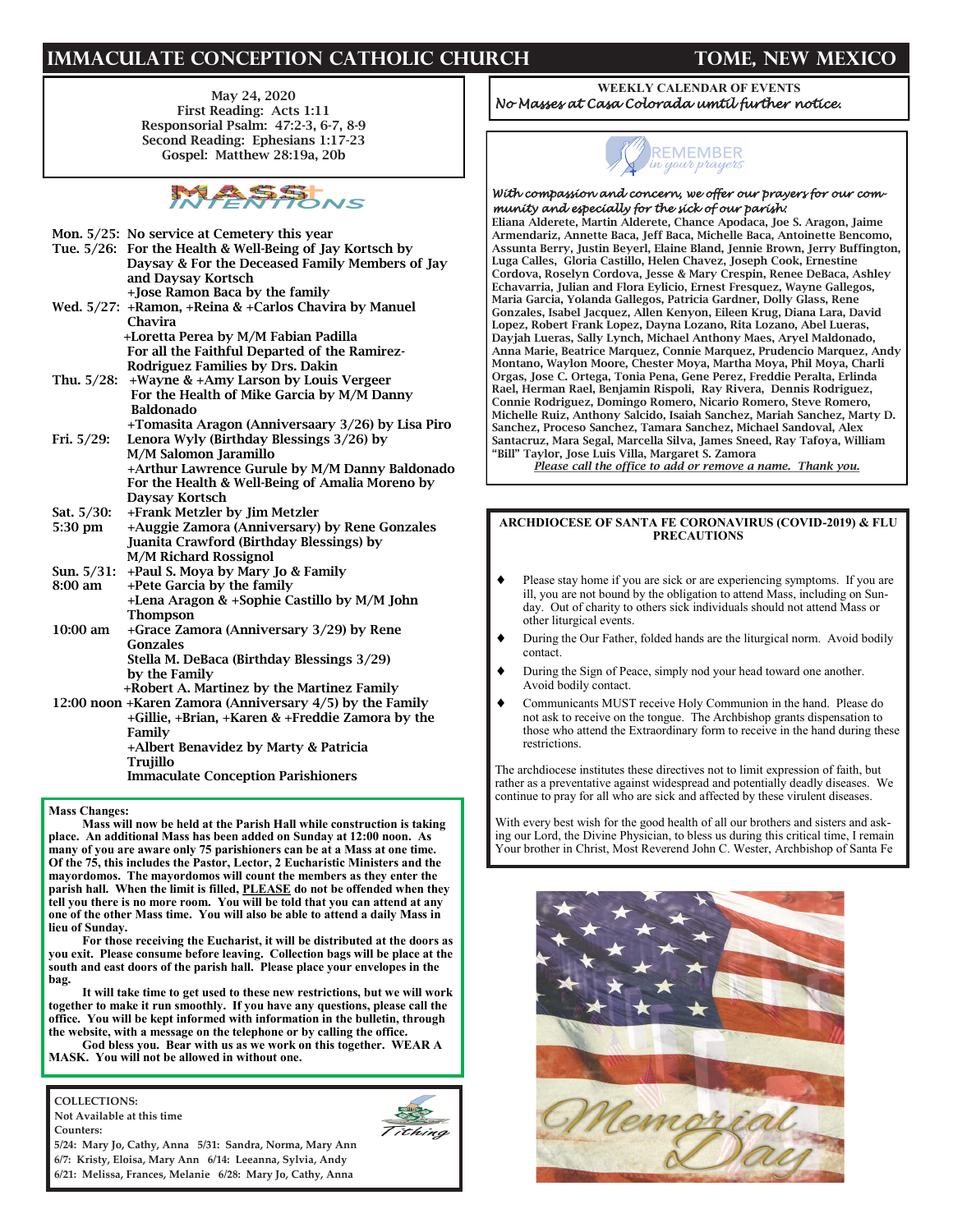# IMMACULATE CONCEPTION CATHOLIC CHURCH — TOME, NEW MEXICO

May 24, 2020
First Reading: Acts 1:11
Responsorial Psalm: 47:2-3, 6-7, 8-9
Second Reading: Ephesians 1:17-23
Gospel: Matthew 28:19a, 20b

## MASS INTENTIONS

**Mon. 5/25:** No service at Cemetery this year

**Tue. 5/26:** For the Health & Well-Being of Jay Kortsch by Daysay & For the Deceased Family Members of Jay and Daysay Kortsch
+Jose Ramon Baca by the family

**Wed. 5/27:** +Ramon, +Reina & +Carlos Chavira by Manuel Chavira
+Loretta Perea by M/M Fabian Padilla
For all the Faithful Departed of the Ramirez-Rodriguez Families by Drs. Dakin

**Thu. 5/28:** +Wayne & +Amy Larson by Louis Vergeer
For the Health of Mike Garcia by M/M Danny Baldonado
+Tomasita Aragon (Anniversaary 3/26) by Lisa Piro

**Fri. 5/29:** Lenora Wyly (Birthday Blessings 3/26) by M/M Salomon Jaramillo
+Arthur Lawrence Gurule by M/M Danny Baldonado
For the Health & Well-Being of Amalia Moreno by Daysay Kortsch

**Sat. 5/30:** +Frank Metzler by Jim Metzler
**5:30 pm** +Auggie Zamora (Anniversary) by Rene Gonzales
Juanita Crawford (Birthday Blessings) by M/M Richard Rossignol

**Sun. 5/31:** +Paul S. Moya by Mary Jo & Family
**8:00 am** +Pete Garcia by the family
+Lena Aragon & +Sophie Castillo by M/M John Thompson

**10:00 am** +Grace Zamora (Anniversary 3/29) by Rene Gonzales
Stella M. DeBaca (Birthday Blessings 3/29) by the Family
+Robert A. Martinez by the Martinez Family

**12:00 noon** +Karen Zamora (Anniversary 4/5) by the Family
+Gillie, +Brian, +Karen & +Freddie Zamora by the Family
+Albert Benavidez by Marty & Patricia Trujillo
Immaculate Conception Parishioners

**Mass Changes:**

**Mass will now be held at the Parish Hall while construction is taking place. An additional Mass has been added on Sunday at 12:00 noon. As many of you are aware only 75 parishioners can be at a Mass at one time. Of the 75, this includes the Pastor, Lector, 2 Eucharistic Ministers and the mayordomos. The mayordomos will count the members as they enter the parish hall. When the limit is filled, PLEASE do not be offended when they tell you there is no more room. You will be told that you can attend at any one of the other Mass time. You will also be able to attend a daily Mass in lieu of Sunday.**

**For those receiving the Eucharist, it will be distributed at the doors as you exit. Please consume before leaving. Collection bags will be place at the south and east doors of the parish hall. Please place your envelopes in the bag.**

**It will take time to get used to these new restrictions, but we will work together to make it run smoothly. If you have any questions, please call the office. You will be kept informed with information in the bulletin, through the website, with a message on the telephone or by calling the office.**

**God bless you. Bear with us as we work on this together. WEAR A MASK. You will not be allowed in without one.**

**COLLECTIONS:**
Not Available at this time
**Counters:**
5/24: Mary Jo, Cathy, Anna 5/31: Sandra, Norma, Mary Ann
6/7: Kristy, Eloisa, Mary Ann 6/14: Leeanna, Sylvia, Andy
6/21: Melissa, Frances, Melanie 6/28: Mary Jo, Cathy, Anna

**WEEKLY CALENDAR OF EVENTS**
*No Masses at Casa Colorada until further notice.*

## REMEMBER in your prayers

*With compassion and concern, we offer our prayers for our community and especially for the sick of our parish:*

Eliana Alderete, Martin Alderete, Chance Apodaca, Joe S. Aragon, Jaime Armendariz, Annette Baca, Jeff Baca, Michelle Baca, Antoinette Bencomo, Assunta Berry, Justin Beyerl, Elaine Bland, Jennie Brown, Jerry Buffington, Luga Calles, Gloria Castillo, Helen Chavez, Joseph Cook, Ernestine Cordova, Roselyn Cordova, Jesse & Mary Crespin, Renee DeBaca, Ashley Echavarria, Julian and Flora Eylicio, Ernest Fresquez, Wayne Gallegos, Maria Garcia, Yolanda Gallegos, Patricia Gardner, Dolly Glass, Rene Gonzales, Isabel Jacquez, Allen Kenyon, Eileen Krug, Diana Lara, David Lopez, Robert Frank Lopez, Dayna Lozano, Rita Lozano, Abel Lueras, Dayjah Lueras, Sally Lynch, Michael Anthony Maes, Aryel Maldonado, Anna Marie, Beatrice Marquez, Connie Marquez, Prudencio Marquez, Andy Montano, Waylon Moore, Chester Moya, Martha Moya, Phil Moya, Charli Orgas, Jose C. Ortega, Tonia Pena, Gene Perez, Freddie Peralta, Erlinda Rael, Herman Rael, Benjamin Rispoli, Ray Rivera, Dennis Rodriguez, Connie Rodriguez, Domingo Romero, Nicario Romero, Steve Romero, Michelle Ruiz, Anthony Salcido, Isaiah Sanchez, Mariah Sanchez, Marty D. Sanchez, Proceso Sanchez, Tamara Sanchez, Michael Sandoval, Alex Santacruz, Mara Segal, Marcella Silva, James Sneed, Ray Tafoya, William "Bill" Taylor, Jose Luis Villa, Margaret S. Zamora

*Please call the office to add or remove a name. Thank you.*

**ARCHDIOCESE OF SANTA FE CORONAVIRUS (COVID-2019) & FLU PRECAUTIONS**

- Please stay home if you are sick or are experiencing symptoms. If you are ill, you are not bound by the obligation to attend Mass, including on Sunday. Out of charity to others sick individuals should not attend Mass or other liturgical events.
- During the Our Father, folded hands are the liturgical norm. Avoid bodily contact.
- During the Sign of Peace, simply nod your head toward one another. Avoid bodily contact.
- Communicants MUST receive Holy Communion in the hand. Please do not ask to receive on the tongue. The Archbishop grants dispensation to those who attend the Extraordinary form to receive in the hand during these restrictions.

The archdiocese institutes these directives not to limit expression of faith, but rather as a preventative against widespread and potentially deadly diseases. We continue to pray for all who are sick and affected by these virulent diseases.

With every best wish for the good health of all our brothers and sisters and asking our Lord, the Divine Physician, to bless us during this critical time, I remain Your brother in Christ, Most Reverend John C. Wester, Archbishop of Santa Fe

*Memorial Day*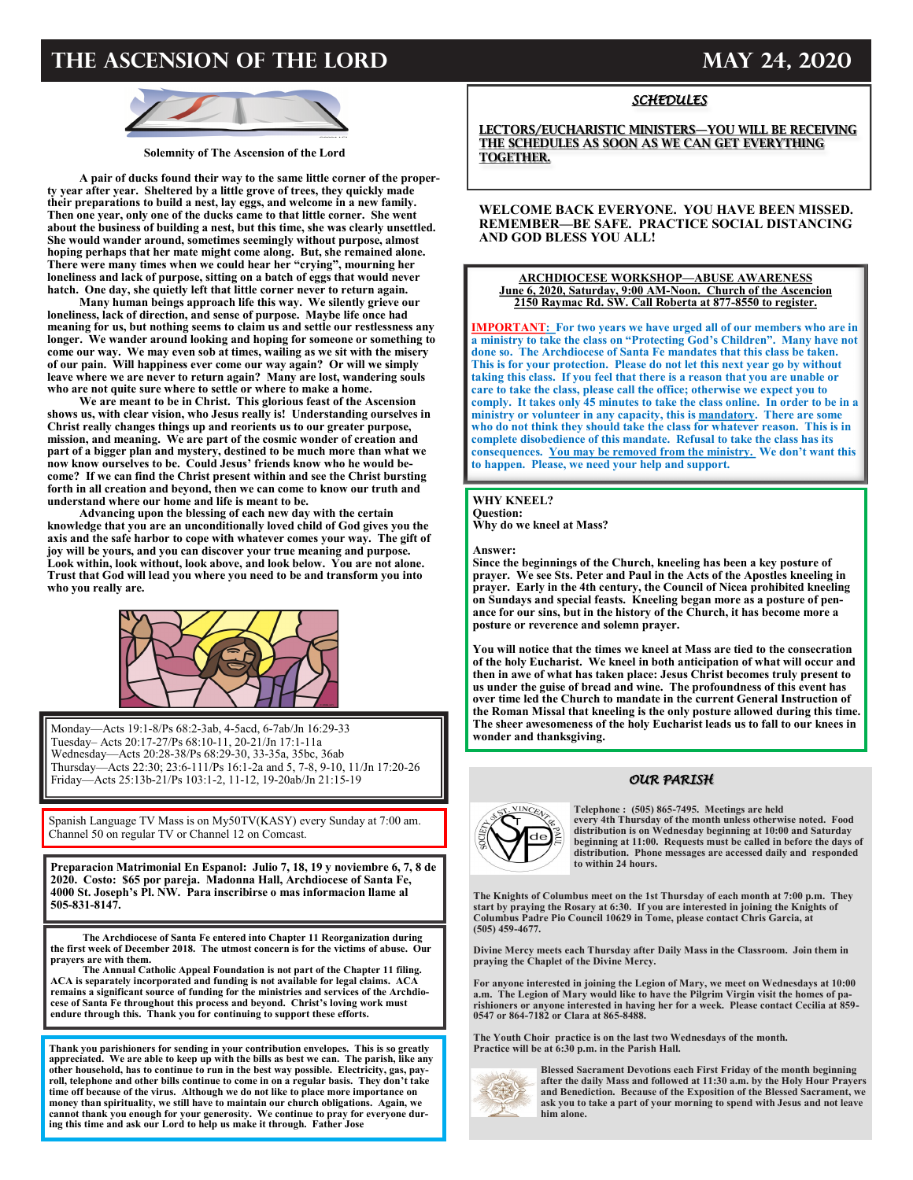# THE ASCENSION OF THE LORD — MAY 24, 2020

**Solemnity of The Ascension of the Lord**

**A pair of ducks found their way to the same little corner of the property year after year. Sheltered by a little grove of trees, they quickly made their preparations to build a nest, lay eggs, and welcome in a new family. Then one year, only one of the ducks came to that little corner. She went about the business of building a nest, but this time, she was clearly unsettled. She would wander around, sometimes seemingly without purpose, almost hoping perhaps that her mate might come along. But, she remained alone. There were many times when we could hear her "crying", mourning her loneliness and lack of purpose, sitting on a batch of eggs that would never hatch. One day, she quietly left that little corner never to return again.**

**Many human beings approach life this way. We silently grieve our loneliness, lack of direction, and sense of purpose. Maybe life once had meaning for us, but nothing seems to claim us and settle our restlessness any longer. We wander around looking and hoping for someone or something to come our way. We may even sob at times, wailing as we sit with the misery of our pain. Will happiness ever come our way again? Or will we simply leave where we are never to return again? Many are lost, wandering souls who are not quite sure where to settle or where to make a home.**

**We are meant to be in Christ. This glorious feast of the Ascension shows us, with clear vision, who Jesus really is! Understanding ourselves in Christ really changes things up and reorients us to our greater purpose, mission, and meaning. We are part of the cosmic wonder of creation and part of a bigger plan and mystery, destined to be much more than what we now know ourselves to be. Could Jesus' friends know who he would become? If we can find the Christ present within and see the Christ bursting forth in all creation and beyond, then we can come to know our truth and understand where our home and life is meant to be.**

**Advancing upon the blessing of each new day with the certain knowledge that you are an unconditionally loved child of God gives you the axis and the safe harbor to cope with whatever comes your way. The gift of joy will be yours, and you can discover your true meaning and purpose. Look within, look without, look above, and look below. You are not alone. Trust that God will lead you where you need to be and transform you into who you really are.**

Monday—Acts 19:1-8/Ps 68:2-3ab, 4-5acd, 6-7ab/Jn 16:29-33
Tuesday– Acts 20:17-27/Ps 68:10-11, 20-21/Jn 17:1-11a
Wednesday—Acts 20:28-38/Ps 68:29-30, 33-35a, 35bc, 36ab
Thursday—Acts 22:30; 23:6-111/Ps 16:1-2a and 5, 7-8, 9-10, 11/Jn 17:20-26
Friday—Acts 25:13b-21/Ps 103:1-2, 11-12, 19-20ab/Jn 21:15-19

Spanish Language TV Mass is on My50TV(KASY) every Sunday at 7:00 am. Channel 50 on regular TV or Channel 12 on Comcast.

**Preparacion Matrimonial En Espanol: Julio 7, 18, 19 y noviembre 6, 7, 8 de 2020. Costo: $65 por pareja. Madonna Hall, Archdiocese of Santa Fe, 4000 St. Joseph's Pl. NW. Para inscribirse o mas informacion llame al 505-831-8147.**

**The Archdiocese of Santa Fe entered into Chapter 11 Reorganization during the first week of December 2018. The utmost concern is for the victims of abuse. Our prayers are with them.**

**The Annual Catholic Appeal Foundation is not part of the Chapter 11 filing. ACA is separately incorporated and funding is not available for legal claims. ACA remains a significant source of funding for the ministries and services of the Archdiocese of Santa Fe throughout this process and beyond. Christ's loving work must endure through this. Thank you for continuing to support these efforts.**

**Thank you parishioners for sending in your contribution envelopes. This is so greatly appreciated. We are able to keep up with the bills as best we can. The parish, like any other household, has to continue to run in the best way possible. Electricity, gas, payroll, telephone and other bills continue to come in on a regular basis. They don't take time off because of the virus. Although we do not like to place more importance on money than spirituality, we still have to maintain our church obligations. Again, we cannot thank you enough for your generosity. We continue to pray for everyone during this time and ask our Lord to help us make it through. Father Jose**

## *SCHEDULES*

**LECTORS/EUCHARISTIC MINISTERS—YOU WILL BE RECEIVING THE SCHEDULES AS SOON AS WE CAN GET EVERYTHING TOGETHER.**

**WELCOME BACK EVERYONE. YOU HAVE BEEN MISSED. REMEMBER—BE SAFE. PRACTICE SOCIAL DISTANCING AND GOD BLESS YOU ALL!**

**ARCHDIOCESE WORKSHOP—ABUSE AWARENESS**
**June 6, 2020, Saturday, 9:00 AM-Noon. Church of the Ascencion 2150 Raymac Rd. SW. Call Roberta at 877-8550 to register.**

**IMPORTANT: For two years we have urged all of our members who are in a ministry to take the class on "Protecting God's Children". Many have not done so. The Archdiocese of Santa Fe mandates that this class be taken. This is for your protection. Please do not let this next year go by without taking this class. If you feel that there is a reason that you are unable or care to take the class, please call the office; otherwise we expect you to comply. It takes only 45 minutes to take the class online. In order to be in a ministry or volunteer in any capacity, this is mandatory. There are some who do not think they should take the class for whatever reason. This is in complete disobedience of this mandate. Refusal to take the class has its consequences. You may be removed from the ministry. We don't want this to happen. Please, we need your help and support.**

**WHY KNEEL?**
**Question:**
**Why do we kneel at Mass?**

**Answer:**
**Since the beginnings of the Church, kneeling has been a key posture of prayer. We see Sts. Peter and Paul in the Acts of the Apostles kneeling in prayer. Early in the 4th century, the Council of Nicea prohibited kneeling on Sundays and special feasts. Kneeling began more as a posture of penance for our sins, but in the history of the Church, it has become more a posture or reverence and solemn prayer.**

**You will notice that the times we kneel at Mass are tied to the consecration of the holy Eucharist. We kneel in both anticipation of what will occur and then in awe of what has taken place: Jesus Christ becomes truly present to us under the guise of bread and wine. The profoundness of this event has over time led the Church to mandate in the current General Instruction of the Roman Missal that kneeling is the only posture allowed during this time. The sheer awesomeness of the holy Eucharist leads us to fall to our knees in wonder and thanksgiving.**

## *OUR PARISH*

**Telephone : (505) 865-7495. Meetings are held every 4th Thursday of the month unless otherwise noted. Food distribution is on Wednesday beginning at 10:00 and Saturday beginning at 11:00. Requests must be called in before the days of distribution. Phone messages are accessed daily and responded to within 24 hours.**

**The Knights of Columbus meet on the 1st Thursday of each month at 7:00 p.m. They start by praying the Rosary at 6:30. If you are interested in joining the Knights of Columbus Padre Pio Council 10629 in Tome, please contact Chris Garcia, at (505) 459-4677.**

**Divine Mercy meets each Thursday after Daily Mass in the Classroom. Join them in praying the Chaplet of the Divine Mercy.**

**For anyone interested in joining the Legion of Mary, we meet on Wednesdays at 10:00 a.m. The Legion of Mary would like to have the Pilgrim Virgin visit the homes of parishioners or anyone interested in having her for a week. Please contact Cecilia at 859-0547 or 864-7182 or Clara at 865-8488.**

**The Youth Choir practice is on the last two Wednesdays of the month. Practice will be at 6:30 p.m. in the Parish Hall.**

**Blessed Sacrament Devotions each First Friday of the month beginning after the daily Mass and followed at 11:30 a.m. by the Holy Hour Prayers and Benediction. Because of the Exposition of the Blessed Sacrament, we ask you to take a part of your morning to spend with Jesus and not leave him alone.**